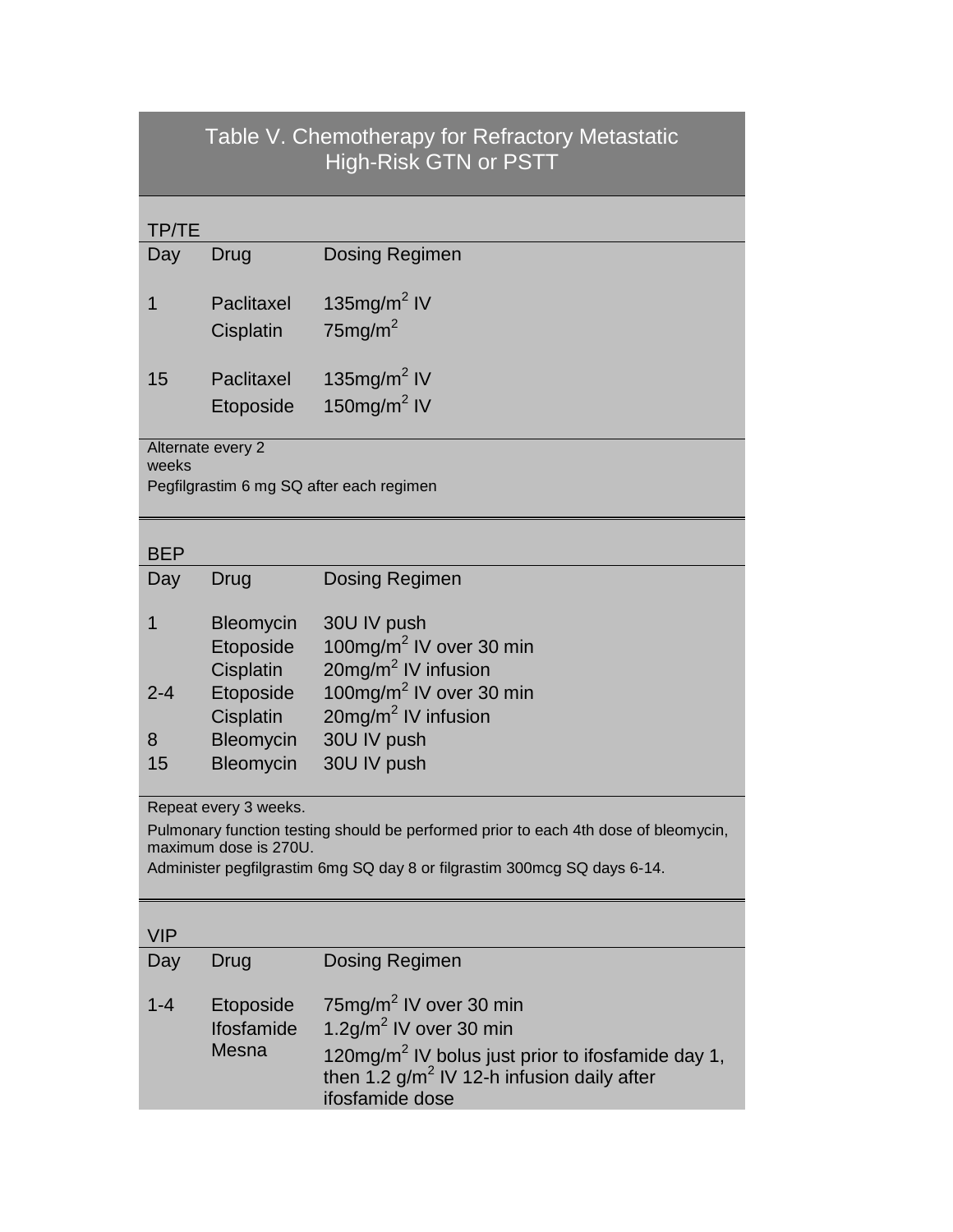## Table V. Chemotherapy for Refractory Metastatic High-Risk GTN or PSTT

### TP/TE

| Day | Drug | Dosing Regimen |
|---|---|---|
| 1 | Paclitaxel | 135mg/$m^2$ IV |
| | Cisplatin | 75mg/$m^2$ |
| 15 | Paclitaxel | 135mg/$m^2$ IV |
| | Etoposide | 150mg/$m^2$ IV |

Alternate every 2 weeks

Pegfilgrastim 6 mg SQ after each regimen

### BEP

| Day | Drug | Dosing Regimen |
|---|---|---|
| 1 | Bleomycin | 30U IV push |
| | Etoposide | 100mg/$m^2$ IV over 30 min |
| | Cisplatin | 20mg/$m^2$ IV infusion |
| 2-4 | Etoposide | 100mg/$m^2$ IV over 30 min |
| | Cisplatin | 20mg/$m^2$ IV infusion |
| 8 | Bleomycin | 30U IV push |
| 15 | Bleomycin | 30U IV push |

Repeat every 3 weeks.

Pulmonary function testing should be performed prior to each 4th dose of bleomycin, maximum dose is 270U.

Administer pegfilgrastim 6mg SQ day 8 or filgrastim 300mcg SQ days 6-14.

### VIP

| Day | Drug | Dosing Regimen |
|---|---|---|
| 1-4 | Etoposide | 75mg/$m^2$ IV over 30 min |
| | Ifosfamide | 1.2g/$m^2$ IV over 30 min |
| | Mesna | 120mg/$m^2$ IV bolus just prior to ifosfamide day 1, then 1.2 g/$m^2$ IV 12-h infusion daily after ifosfamide dose |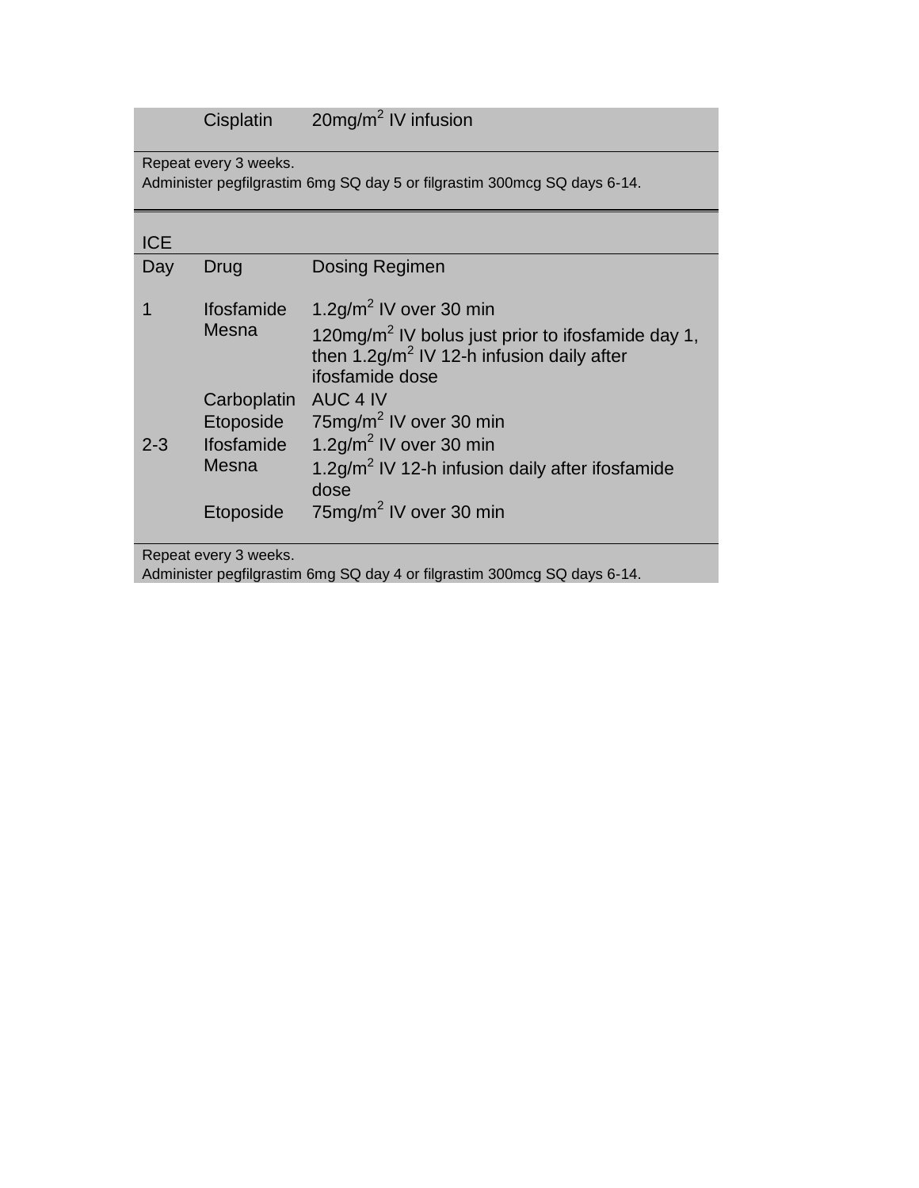| | | |
|---|---|---|
| | Cisplatin | 20mg/$m^2$ IV infusion |

Repeat every 3 weeks.
Administer pegfilgrastim 6mg SQ day 5 or filgrastim 300mcg SQ days 6-14.

ICE

| Day | Drug | Dosing Regimen |
|---|---|---|
| 1 | Ifosfamide | 1.2g/$m^2$ IV over 30 min |
| | Mesna | 120mg/$m^2$ IV bolus just prior to ifosfamide day 1, then 1.2g/$m^2$ IV 12-h infusion daily after ifosfamide dose |
| | Carboplatin | AUC 4 IV |
| | Etoposide | 75mg/$m^2$ IV over 30 min |
| 2-3 | Ifosfamide | 1.2g/$m^2$ IV over 30 min |
| | Mesna | 1.2g/$m^2$ IV 12-h infusion daily after ifosfamide dose |
| | Etoposide | 75mg/$m^2$ IV over 30 min |

Repeat every 3 weeks.
Administer pegfilgrastim 6mg SQ day 4 or filgrastim 300mcg SQ days 6-14.